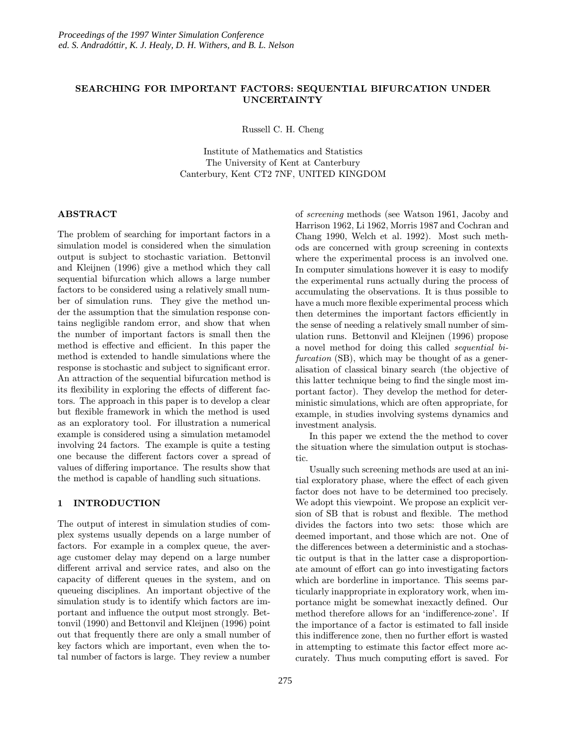# SEARCHING FOR IMPORTANT FACTORS: SEQUENTIAL BIFURCATION UNDER UNCERTAINTY

Russell C. H. Cheng

Institute of Mathematics and Statistics
The University of Kent at Canterbury
Canterbury, Kent CT2 7NF, UNITED KINGDOM

## ABSTRACT

The problem of searching for important factors in a simulation model is considered when the simulation output is subject to stochastic variation. Bettonvil and Kleijnen (1996) give a method which they call sequential bifurcation which allows a large number factors to be considered using a relatively small number of simulation runs. They give the method under the assumption that the simulation response contains negligible random error, and show that when the number of important factors is small then the method is effective and efficient. In this paper the method is extended to handle simulations where the response is stochastic and subject to significant error. An attraction of the sequential bifurcation method is its flexibility in exploring the effects of different factors. The approach in this paper is to develop a clear but flexible framework in which the method is used as an exploratory tool. For illustration a numerical example is considered using a simulation metamodel involving 24 factors. The example is quite a testing one because the different factors cover a spread of values of differing importance. The results show that the method is capable of handling such situations.

## 1 INTRODUCTION

The output of interest in simulation studies of complex systems usually depends on a large number of factors. For example in a complex queue, the average customer delay may depend on a large number different arrival and service rates, and also on the capacity of different queues in the system, and on queueing disciplines. An important objective of the simulation study is to identify which factors are important and influence the output most strongly. Bettonvil (1990) and Bettonvil and Kleijnen (1996) point out that frequently there are only a small number of key factors which are important, even when the total number of factors is large. They review a number of *screening* methods (see Watson 1961, Jacoby and Harrison 1962, Li 1962, Morris 1987 and Cochran and Chang 1990, Welch et al. 1992). Most such methods are concerned with group screening in contexts where the experimental process is an involved one. In computer simulations however it is easy to modify the experimental runs actually during the process of accumulating the observations. It is thus possible to have a much more flexible experimental process which then determines the important factors efficiently in the sense of needing a relatively small number of simulation runs. Bettonvil and Kleijnen (1996) propose a novel method for doing this called *sequential bifurcation* (SB), which may be thought of as a generalisation of classical binary search (the objective of this latter technique being to find the single most important factor). They develop the method for deterministic simulations, which are often appropriate, for example, in studies involving systems dynamics and investment analysis.

In this paper we extend the the method to cover the situation where the simulation output is stochastic.

Usually such screening methods are used at an initial exploratory phase, where the effect of each given factor does not have to be determined too precisely. We adopt this viewpoint. We propose an explicit version of SB that is robust and flexible. The method divides the factors into two sets: those which are deemed important, and those which are not. One of the differences between a deterministic and a stochastic output is that in the latter case a disproportionate amount of effort can go into investigating factors which are borderline in importance. This seems particularly inappropriate in exploratory work, when importance might be somewhat inexactly defined. Our method therefore allows for an 'indifference-zone'. If the importance of a factor is estimated to fall inside this indifference zone, then no further effort is wasted in attempting to estimate this factor effect more accurately. Thus much computing effort is saved. For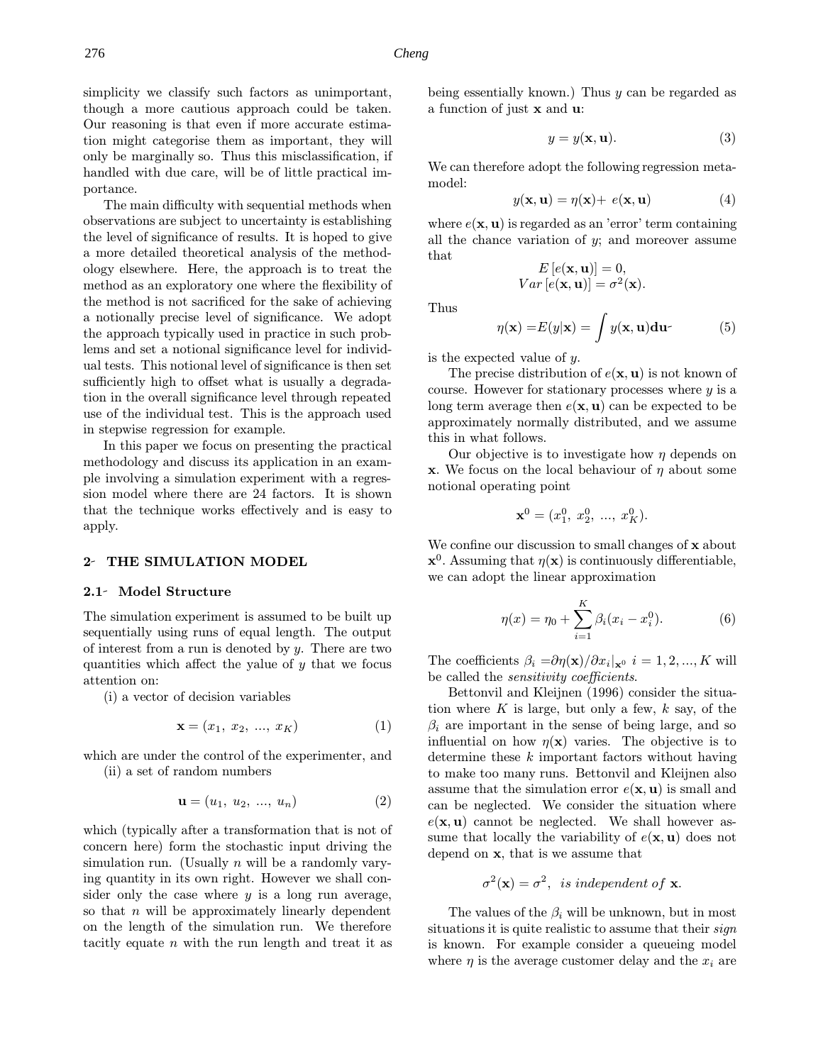simplicity we classify such factors as unimportant, though a more cautious approach could be taken. Our reasoning is that even if more accurate estimation might categorise them as important, they will only be marginally so. Thus this misclassification, if handled with due care, will be of little practical importance.

The main difficulty with sequential methods when observations are subject to uncertainty is establishing the level of significance of results. It is hoped to give a more detailed theoretical analysis of the methodology elsewhere. Here, the approach is to treat the method as an exploratory one where the flexibility of the method is not sacrificed for the sake of achieving a notionally precise level of significance. We adopt the approach typically used in practice in such problems and set a notional significance level for individual tests. This notional level of significance is then set sufficiently high to offset what is usually a degradation in the overall significance level through repeated use of the individual test. This is the approach used in stepwise regression for example.

In this paper we focus on presenting the practical methodology and discuss its application in an example involving a simulation experiment with a regression model where there are 24 factors. It is shown that the technique works effectively and is easy to apply.

## 2 THE SIMULATION MODEL

### 2.1 Model Structure

The simulation experiment is assumed to be built up sequentially using runs of equal length. The output of interest from a run is denoted by $y$. There are two quantities which affect the yalue of $y$ that we focus attention on:

(i) a vector of decision variables

$$\mathbf{x} = (x_1,\ x_2,\ ...,\ x_K) \tag{1}$$

which are under the control of the experimenter, and

(ii) a set of random numbers

$$\mathbf{u} = (u_1,\ u_2,\ ...,\ u_n) \tag{2}$$

which (typically after a transformation that is not of concern here) form the stochastic input driving the simulation run. (Usually $n$ will be a randomly varying quantity in its own right. However we shall consider only the case where $y$ is a long run average, so that $n$ will be approximately linearly dependent on the length of the simulation run. We therefore tacitly equate $n$ with the run length and treat it as being essentially known.) Thus $y$ can be regarded as a function of just $\mathbf{x}$ and $\mathbf{u}$:

$$y = y(\mathbf{x}, \mathbf{u}). \tag{3}$$

We can therefore adopt the following regression metamodel:

$$y(\mathbf{x}, \mathbf{u}) = \eta(\mathbf{x}) + e(\mathbf{x}, \mathbf{u}) \tag{4}$$

where $e(\mathbf{x}, \mathbf{u})$ is regarded as an 'error' term containing all the chance variation of $y$; and moreover assume that

$$E\left[e(\mathbf{x}, \mathbf{u})\right] = 0,$$
$$Var\left[e(\mathbf{x}, \mathbf{u})\right] = \sigma^2(\mathbf{x}).$$

Thus

$$\eta(\mathbf{x}) = E(y|\mathbf{x}) = \int y(\mathbf{x}, \mathbf{u})d\mathbf{u} \tag{5}$$

is the expected value of $y$.

The precise distribution of $e(\mathbf{x}, \mathbf{u})$ is not known of course. However for stationary processes where $y$ is a long term average then $e(\mathbf{x}, \mathbf{u})$ can be expected to be approximately normally distributed, and we assume this in what follows.

Our objective is to investigate how $\eta$ depends on $\mathbf{x}$. We focus on the local behaviour of $\eta$ about some notional operating point

$$\mathbf{x}^0 = (x_1^0,\ x_2^0,\ ...,\ x_K^0).$$

We confine our discussion to small changes of $\mathbf{x}$ about $\mathbf{x}^0$. Assuming that $\eta(\mathbf{x})$ is continuously differentiable, we can adopt the linear approximation

$$\eta(x) = \eta_0 + \sum_{i=1}^{K} \beta_i (x_i - x_i^0). \tag{6}$$

The coefficients $\beta_i = \partial\eta(\mathbf{x})/\partial x_i|_{\mathbf{x}^0}\ i = 1, 2, ..., K$ will be called the *sensitivity coefficients*.

Bettonvil and Kleijnen (1996) consider the situation where $K$ is large, but only a few, $k$ say, of the $\beta_i$ are important in the sense of being large, and so influential on how $\eta(\mathbf{x})$ varies. The objective is to determine these $k$ important factors without having to make too many runs. Bettonvil and Kleijnen also assume that the simulation error $e(\mathbf{x}, \mathbf{u})$ is small and can be neglected. We consider the situation where $e(\mathbf{x}, \mathbf{u})$ cannot be neglected. We shall however assume that locally the variability of $e(\mathbf{x}, \mathbf{u})$ does not depend on $\mathbf{x}$, that is we assume that

$$\sigma^2(\mathbf{x}) = \sigma^2,\ \ \textit{is independent of } \mathbf{x}.$$

The values of the $\beta_i$ will be unknown, but in most situations it is quite realistic to assume that their *sign* is known. For example consider a queueing model where $\eta$ is the average customer delay and the $x_i$ are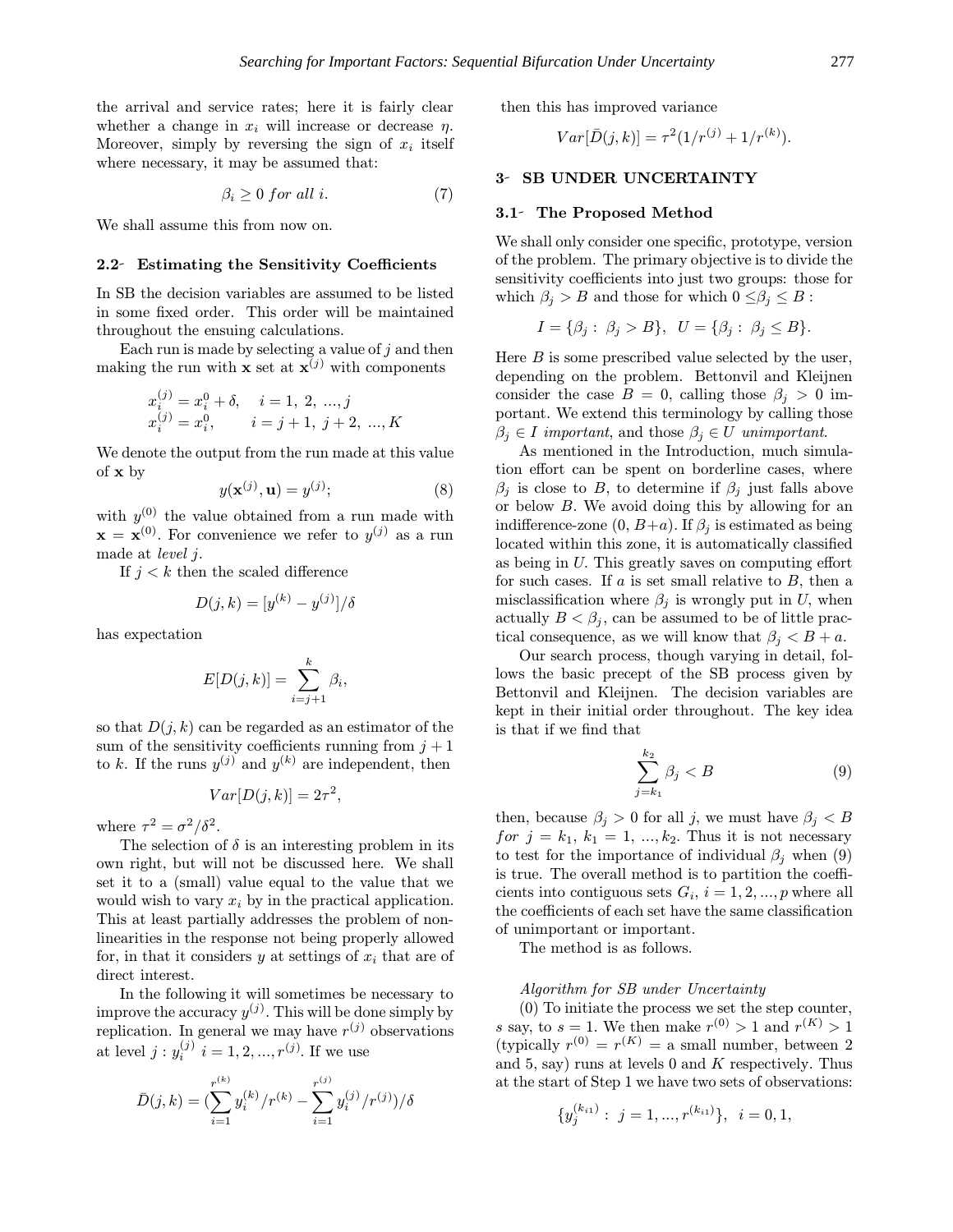the arrival and service rates; here it is fairly clear whether a change in $x_i$ will increase or decrease $\eta$. Moreover, simply by reversing the sign of $x_i$ itself where necessary, it may be assumed that:

$$\beta_i \geq 0 \; for \; all \; i. \tag{7}$$

We shall assume this from now on.

### 2.2- Estimating the Sensitivity Coefficients

In SB the decision variables are assumed to be listed in some fixed order. This order will be maintained throughout the ensuing calculations.

Each run is made by selecting a value of $j$ and then making the run with $\mathbf{x}$ set at $\mathbf{x}^{(j)}$ with components

$$\begin{aligned} x_i^{(j)} &= x_i^0 + \delta, \quad i = 1,\ 2,\ ..., j \\ x_i^{(j)} &= x_i^0, \qquad i = j+1,\ j+2,\ ..., K \end{aligned}$$

We denote the output from the run made at this value of $\mathbf{x}$ by

$$y(\mathbf{x}^{(j)}, \mathbf{u}) = y^{(j)}; \tag{8}$$

with $y^{(0)}$ the value obtained from a run made with $\mathbf{x} = \mathbf{x}^{(0)}$. For convenience we refer to $y^{(j)}$ as a run made at *level* $j$.

If $j < k$ then the scaled difference

$$D(j,k) = [y^{(k)} - y^{(j)}]/\delta$$

has expectation

$$E[D(j,k)] = \sum_{i=j+1}^{k} \beta_i,$$

so that $D(j,k)$ can be regarded as an estimator of the sum of the sensitivity coefficients running from $j+1$ to $k$. If the runs $y^{(j)}$ and $y^{(k)}$ are independent, then

$$Var[D(j,k)] = 2\tau^2,$$

where $\tau^2 = \sigma^2/\delta^2$.

The selection of $\delta$ is an interesting problem in its own right, but will not be discussed here. We shall set it to a (small) value equal to the value that we would wish to vary $x_i$ by in the practical application. This at least partially addresses the problem of non-linearities in the response not being properly allowed for, in that it considers $y$ at settings of $x_i$ that are of direct interest.

In the following it will sometimes be necessary to improve the accuracy $y^{(j)}$. This will be done simply by replication. In general we may have $r^{(j)}$ observations at level $j$ : $y_i^{(j)}$ $i = 1, 2, ..., r^{(j)}$. If we use

$$\bar{D}(j,k) = (\sum_{i=1}^{r^{(k)}} y_i^{(k)}/r^{(k)} - \sum_{i=1}^{r^{(j)}} y_i^{(j)}/r^{(j)})/\delta$$

then this has improved variance

$$Var[\bar{D}(j,k)] = \tau^2(1/r^{(j)} + 1/r^{(k)}).$$

## 3- SB UNDER UNCERTAINTY

### 3.1- The Proposed Method

We shall only consider one specific, prototype, version of the problem. The primary objective is to divide the sensitivity coefficients into just two groups: those for which $\beta_j > B$ and those for which $0 \leq \beta_j \leq B$ :

$$I = \{\beta_j : \ \beta_j > B\}, \ \ U = \{\beta_j : \ \beta_j \leq B\}.$$

Here $B$ is some prescribed value selected by the user, depending on the problem. Bettonvil and Kleijnen consider the case $B = 0$, calling those $\beta_j > 0$ important. We extend this terminology by calling those $\beta_j \in I$ *important*, and those $\beta_j \in U$ *unimportant*.

As mentioned in the Introduction, much simulation effort can be spent on borderline cases, where $\beta_j$ is close to $B$, to determine if $\beta_j$ just falls above or below $B$. We avoid doing this by allowing for an indifference-zone $(0, B{+}a)$. If $\beta_j$ is estimated as being located within this zone, it is automatically classified as being in $U$. This greatly saves on computing effort for such cases. If $a$ is set small relative to $B$, then a misclassification where $\beta_j$ is wrongly put in $U$, when actually $B < \beta_j$, can be assumed to be of little practical consequence, as we will know that $\beta_j < B + a$.

Our search process, though varying in detail, follows the basic precept of the SB process given by Bettonvil and Kleijnen. The decision variables are kept in their initial order throughout. The key idea is that if we find that

$$\sum_{j=k_1}^{k_2} \beta_j < B \tag{9}$$

then, because $\beta_j > 0$ for all $j$, we must have $\beta_j < B$ *for* $j = k_1,\ k_1 = 1, ..., k_2$. Thus it is not necessary to test for the importance of individual $\beta_j$ when (9) is true. The overall method is to partition the coefficients into contiguous sets $G_i$, $i = 1, 2, ..., p$ where all the coefficients of each set have the same classification of unimportant or important.

The method is as follows.

*Algorithm for SB under Uncertainty*

(0) To initiate the process we set the step counter, $s$ say, to $s = 1$. We then make $r^{(0)} > 1$ and $r^{(K)} > 1$ (typically $r^{(0)} = r^{(K)} =$ a small number, between 2 and 5, say) runs at levels 0 and $K$ respectively. Thus at the start of Step 1 we have two sets of observations:

$$\{y_j^{(k_{i1})} : \ j = 1, ..., r^{(k_{i1})}\}, \ \ i = 0, 1,$$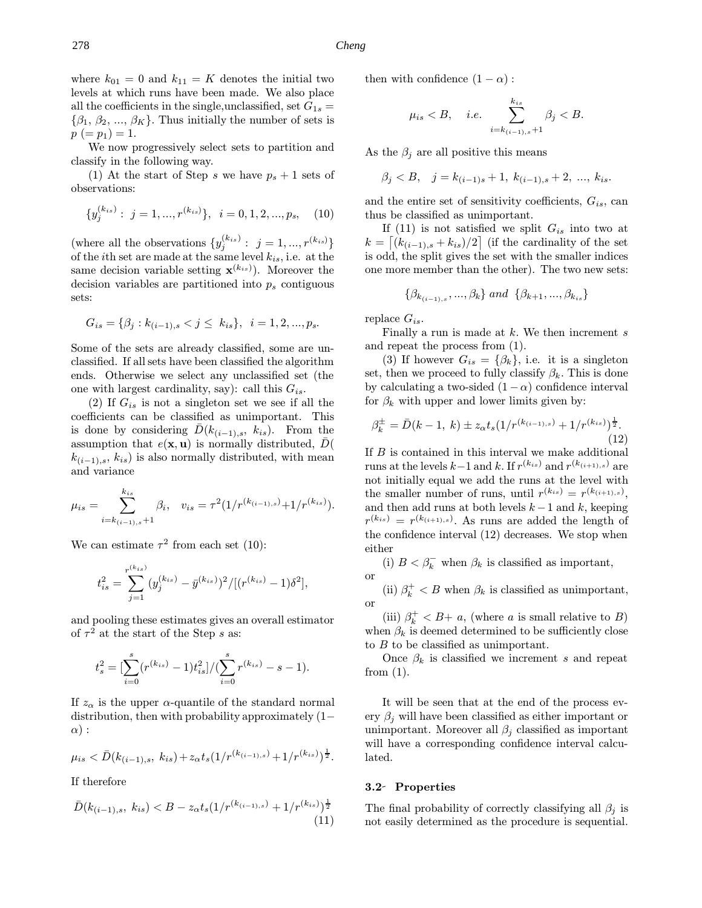where $k_{01} = 0$ and $k_{11} = K$ denotes the initial two levels at which runs have been made. We also place all the coefficients in the single,unclassified, set $G_{1s} = \{\beta_1, \beta_2, ..., \beta_K\}$. Thus initially the number of sets is $p\ (= p_1) = 1$.

We now progressively select sets to partition and classify in the following way.

(1) At the start of Step $s$ we have $p_s + 1$ sets of observations:

$$\{y_j^{(k_{is})} : \ j = 1, ..., r^{(k_{is})}\}, \ \ i = 0, 1, 2, ..., p_s, \quad (10)$$

(where all the observations $\{y_j^{(k_{is})} : \ j = 1, ..., r^{(k_{is})}\}$ of the $i$th set are made at the same level $k_{is}$, i.e. at the same decision variable setting $\mathbf{x}^{(k_{is})}$). Moreover the decision variables are partitioned into $p_s$ contiguous sets:

$$G_{is} = \{\beta_j : k_{(i-1),s} < j \leq \ k_{is}\}, \ \ i = 1, 2, ..., p_s.$$

Some of the sets are already classified, some are unclassified. If all sets have been classified the algorithm ends. Otherwise we select any unclassified set (the one with largest cardinality, say): call this $G_{is}$.

(2) If $G_{is}$ is not a singleton set we see if all the coefficients can be classified as unimportant. This is done by considering $\bar{D}(k_{(i-1),s}, \ k_{is})$. From the assumption that $e(\mathbf{x}, \mathbf{u})$ is normally distributed, $\bar{D}(k_{(i-1),s}, \ k_{is})$ is also normally distributed, with mean and variance

$$\mu_{is} = \sum_{i=k_{(i-1),s}+1}^{k_{is}} \beta_i, \quad v_{is} = \tau^2(1/r^{(k_{(i-1),s})} + 1/r^{(k_{is})}).$$

We can estimate $\tau^2$ from each set (10):

$$t_{is}^2 = \sum_{j=1}^{r^{(k_{is})}} (y_j^{(k_{is})} - \bar{y}^{(k_{is})})^2 / [(r^{(k_{is})} - 1)\delta^2],$$

and pooling these estimates gives an overall estimator of $\tau^2$ at the start of the Step $s$ as:

$$t_s^2 = [\sum_{i=0}^{s} (r^{(k_{is})} - 1) t_{is}^2] / (\sum_{i=0}^{s} r^{(k_{is})} - s - 1).$$

If $z_\alpha$ is the upper $\alpha$-quantile of the standard normal distribution, then with probability approximately $(1-\alpha)$ :

$$\mu_{is} < \bar{D}(k_{(i-1),s}, \ k_{is}) + z_\alpha t_s (1/r^{(k_{(i-1),s})} + 1/r^{(k_{is})})^{\frac{1}{2}}.$$

If therefore

$$\bar{D}(k_{(i-1),s}, \ k_{is}) < B - z_\alpha t_s (1/r^{(k_{(i-1),s})} + 1/r^{(k_{is})})^{\frac{1}{2}} \quad (11)$$

then with confidence $(1 - \alpha)$ :

$$\mu_{is} < B, \quad i.e. \ \sum_{i=k_{(i-1),s}+1}^{k_{is}} \beta_j < B.$$

As the $\beta_j$ are all positive this means

$$\beta_j < B, \quad j = k_{(i-1)s} + 1, \ k_{(i-1),s} + 2, \ ..., \ k_{is}.$$

and the entire set of sensitivity coefficients, $G_{is}$, can thus be classified as unimportant.

If (11) is not satisfied we split $G_{is}$ into two at $k = \lceil (k_{(i-1),s} + k_{is})/2 \rceil$ (if the cardinality of the set is odd, the split gives the set with the smaller indices one more member than the other). The two new sets:

$$\{\beta_{k_{(i-1),s}}, ..., \beta_k\} \ and \ \{\beta_{k+1}, ..., \beta_{k_{is}}\}$$

replace $G_{is}$.

Finally a run is made at $k$. We then increment $s$ and repeat the process from (1).

(3) If however $G_{is} = \{\beta_k\}$, i.e. it is a singleton set, then we proceed to fully classify $\beta_k$. This is done by calculating a two-sided $(1-\alpha)$ confidence interval for $\beta_k$ with upper and lower limits given by:

$$\beta_k^{\pm} = \bar{D}(k-1, \ k) \pm z_\alpha t_s (1/r^{(k_{(i-1),s})} + 1/r^{(k_{is})})^{\frac{1}{2}}. \quad (12)$$

If $B$ is contained in this interval we make additional runs at the levels $k-1$ and $k$. If $r^{(k_{is})}$ and $r^{(k_{(i+1),s})}$ are not initially equal we add the runs at the level with the smaller number of runs, until $r^{(k_{is})} = r^{(k_{(i+1),s})}$, and then add runs at both levels $k-1$ and $k$, keeping $r^{(k_{is})} = r^{(k_{(i+1),s})}$. As runs are added the length of the confidence interval (12) decreases. We stop when either

(i) $B < \beta_k^-$ when $\beta_k$ is classified as important,

or

(ii) $\beta_k^+ < B$ when $\beta_k$ is classified as unimportant,

or

(iii) $\beta_k^+ < B+ \ a$, (where $a$ is small relative to $B$) when $\beta_k$ is deemed determined to be sufficiently close to $B$ to be classified as unimportant.

Once $\beta_k$ is classified we increment $s$ and repeat from (1).

It will be seen that at the end of the process every $\beta_j$ will have been classified as either important or unimportant. Moreover all $\beta_j$ classified as important will have a corresponding confidence interval calculated.

### 3.2 Properties

The final probability of correctly classifying all $\beta_j$ is not easily determined as the procedure is sequential.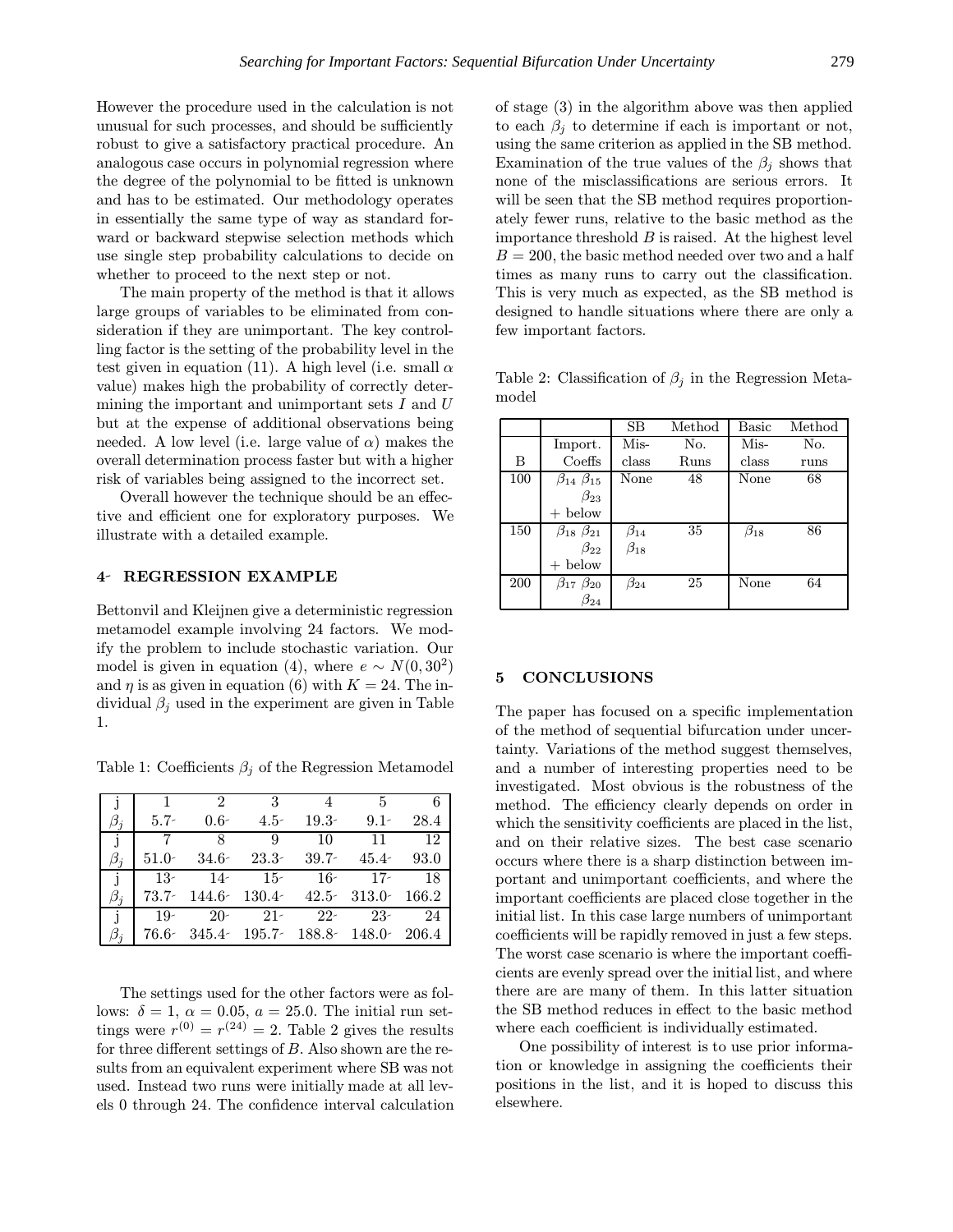However the procedure used in the calculation is not unusual for such processes, and should be sufficiently robust to give a satisfactory practical procedure. An analogous case occurs in polynomial regression where the degree of the polynomial to be fitted is unknown and has to be estimated. Our methodology operates in essentially the same type of way as standard forward or backward stepwise selection methods which use single step probability calculations to decide on whether to proceed to the next step or not.

The main property of the method is that it allows large groups of variables to be eliminated from consideration if they are unimportant. The key controlling factor is the setting of the probability level in the test given in equation (11). A high level (i.e. small $\alpha$ value) makes high the probability of correctly determining the important and unimportant sets $I$ and $U$ but at the expense of additional observations being needed. A low level (i.e. large value of $\alpha$) makes the overall determination process faster but with a higher risk of variables being assigned to the incorrect set.

Overall however the technique should be an effective and efficient one for exploratory purposes. We illustrate with a detailed example.

## 4 REGRESSION EXAMPLE

Bettonvil and Kleijnen give a deterministic regression metamodel example involving 24 factors. We modify the problem to include stochastic variation. Our model is given in equation (4), where $e \sim N(0, 30^2)$ and $\eta$ is as given in equation (6) with $K = 24$. The individual $\beta_j$ used in the experiment are given in Table 1.

Table 1: Coefficients $\beta_j$ of the Regression Metamodel

| j | 1 | 2 | 3 | 4 | 5 | 6 |
|---|---|---|---|---|---|---|
| $\beta_j$ | 5.7 | 0.6 | 4.5 | 19.3 | 9.1 | 28.4 |
| j | 7 | 8 | 9 | 10 | 11 | 12 |
| $\beta_j$ | 51.0 | 34.6 | 23.3 | 39.7 | 45.4 | 93.0 |
| j | 13 | 14 | 15 | 16 | 17 | 18 |
| $\beta_j$ | 73.7 | 144.6 | 130.4 | 42.5 | 313.0 | 166.2 |
| j | 19 | 20 | 21 | 22 | 23 | 24 |
| $\beta_j$ | 76.6 | 345.4 | 195.7 | 188.8 | 148.0 | 206.4 |

The settings used for the other factors were as follows: $\delta = 1$, $\alpha = 0.05$, $a = 25.0$. The initial run settings were $r^{(0)} = r^{(24)} = 2$. Table 2 gives the results for three different settings of $B$. Also shown are the results from an equivalent experiment where SB was not used. Instead two runs were initially made at all levels 0 through 24. The confidence interval calculation of stage (3) in the algorithm above was then applied to each $\beta_j$ to determine if each is important or not, using the same criterion as applied in the SB method. Examination of the true values of the $\beta_j$ shows that none of the misclassifications are serious errors. It will be seen that the SB method requires proportionately fewer runs, relative to the basic method as the importance threshold $B$ is raised. At the highest level $B = 200$, the basic method needed over two and a half times as many runs to carry out the classification. This is very much as expected, as the SB method is designed to handle situations where there are only a few important factors.

Table 2: Classification of $\beta_j$ in the Regression Metamodel

| | | SB | Method | Basic | Method |
|---|---|---|---|---|---|
| B | Import. Coeffs | Mis-class | No. Runs | Mis-class | No. runs |
| 100 | $\beta_{14}$ $\beta_{15}$ $\beta_{23}$ + below | None | 48 | None | 68 |
| 150 | $\beta_{18}$ $\beta_{21}$ $\beta_{22}$ + below | $\beta_{14}$ $\beta_{18}$ | 35 | $\beta_{18}$ | 86 |
| 200 | $\beta_{17}$ $\beta_{20}$ $\beta_{24}$ | $\beta_{24}$ | 25 | None | 64 |

## 5 CONCLUSIONS

The paper has focused on a specific implementation of the method of sequential bifurcation under uncertainty. Variations of the method suggest themselves, and a number of interesting properties need to be investigated. Most obvious is the robustness of the method. The efficiency clearly depends on order in which the sensitivity coefficients are placed in the list, and on their relative sizes. The best case scenario occurs where there is a sharp distinction between important and unimportant coefficients, and where the important coefficients are placed close together in the initial list. In this case large numbers of unimportant coefficients will be rapidly removed in just a few steps. The worst case scenario is where the important coefficients are evenly spread over the initial list, and where there are are many of them. In this latter situation the SB method reduces in effect to the basic method where each coefficient is individually estimated.

One possibility of interest is to use prior information or knowledge in assigning the coefficients their positions in the list, and it is hoped to discuss this elsewhere.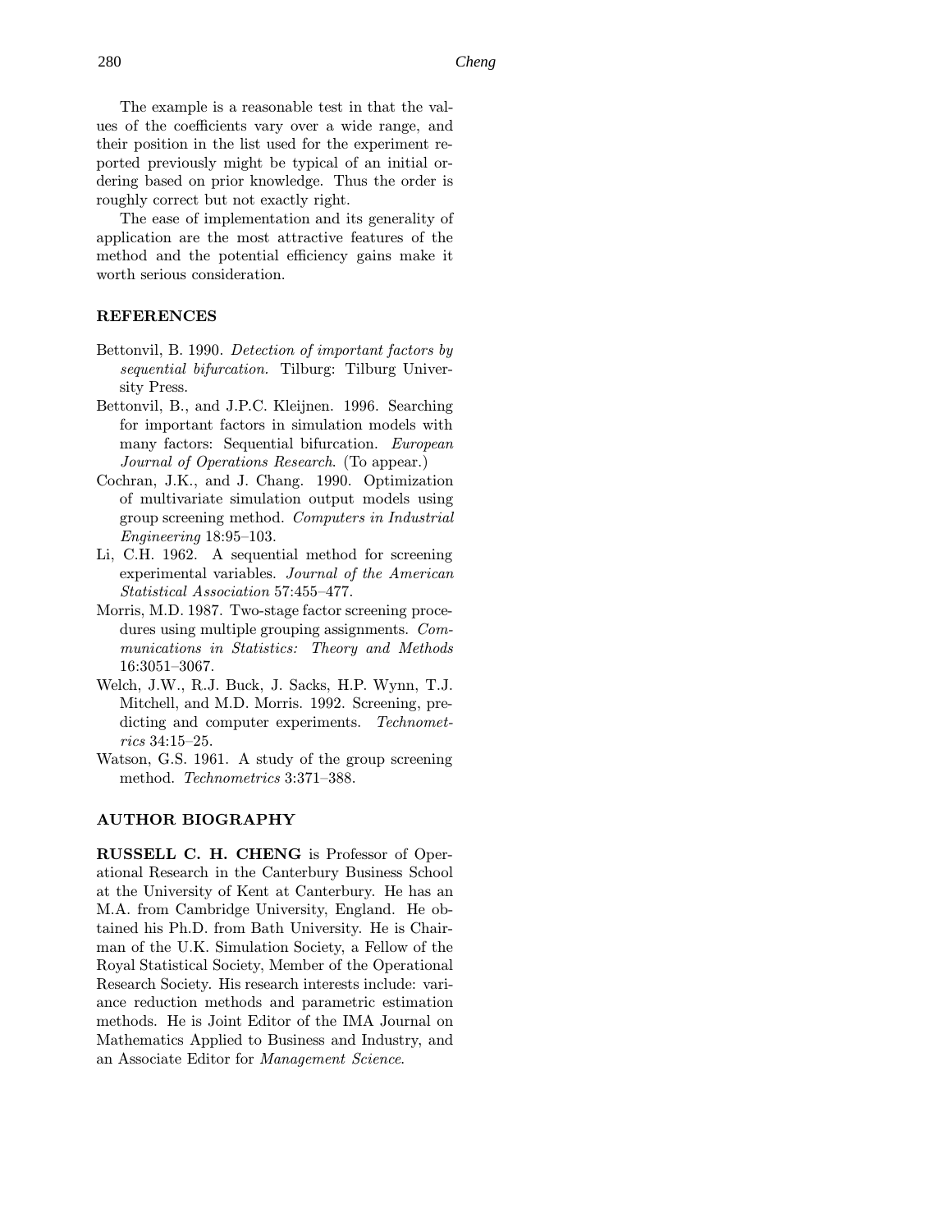The example is a reasonable test in that the values of the coefficients vary over a wide range, and their position in the list used for the experiment reported previously might be typical of an initial ordering based on prior knowledge. Thus the order is roughly correct but not exactly right.

The ease of implementation and its generality of application are the most attractive features of the method and the potential efficiency gains make it worth serious consideration.

## REFERENCES

Bettonvil, B. 1990. *Detection of important factors by sequential bifurcation.* Tilburg: Tilburg University Press.

Bettonvil, B., and J.P.C. Kleijnen. 1996. Searching for important factors in simulation models with many factors: Sequential bifurcation. *European Journal of Operations Research*. (To appear.)

Cochran, J.K., and J. Chang. 1990. Optimization of multivariate simulation output models using group screening method. *Computers in Industrial Engineering* 18:95–103.

Li, C.H. 1962. A sequential method for screening experimental variables. *Journal of the American Statistical Association* 57:455–477.

Morris, M.D. 1987. Two-stage factor screening procedures using multiple grouping assignments. *Communications in Statistics: Theory and Methods* 16:3051–3067.

Welch, J.W., R.J. Buck, J. Sacks, H.P. Wynn, T.J. Mitchell, and M.D. Morris. 1992. Screening, predicting and computer experiments. *Technometrics* 34:15–25.

Watson, G.S. 1961. A study of the group screening method. *Technometrics* 3:371–388.

## AUTHOR BIOGRAPHY

**RUSSELL C. H. CHENG** is Professor of Operational Research in the Canterbury Business School at the University of Kent at Canterbury. He has an M.A. from Cambridge University, England. He obtained his Ph.D. from Bath University. He is Chairman of the U.K. Simulation Society, a Fellow of the Royal Statistical Society, Member of the Operational Research Society. His research interests include: variance reduction methods and parametric estimation methods. He is Joint Editor of the IMA Journal on Mathematics Applied to Business and Industry, and an Associate Editor for *Management Science*.